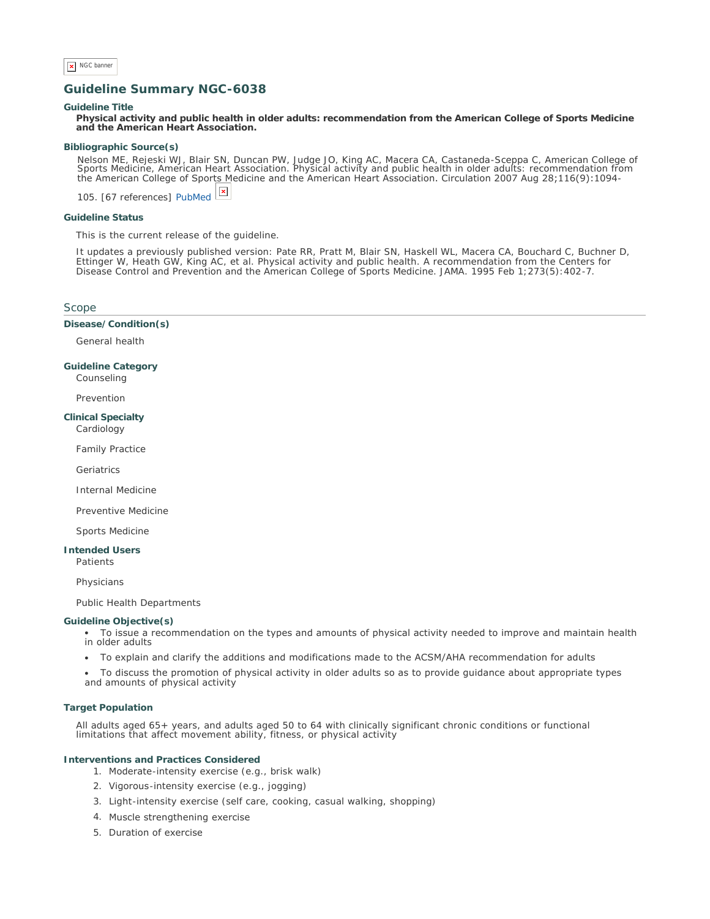## Guideline Summary NGC-6038

### Guideline Title

**Physical activity and public health in older adults: recommendation from the American College of Sports Medicine and the American Heart Association.**

### Bibliographic Source(s)

Nelson ME, Rejeski WJ, Blair SN, Duncan PW, Judge JO, King AC, Macera CA, Castaneda-Sceppa C, American College of Sports Medicine, American Heart Association. Physical activity and public health in older adults: recommendation from the American College of Sports Medicine and the American Heart Association. Circulation 2007 Aug 28;116(9):1094-105. [67 references] PubMed

### Guideline Status

This is the current release of the guideline.

It updates a previously published version: Pate RR, Pratt M, Blair SN, Haskell WL, Macera CA, Bouchard C, Buchner D, Ettinger W, Heath GW, King AC, et al. Physical activity and public health. A recommendation from the Centers for Disease Control and Prevention and the American College of Sports Medicine. JAMA. 1995 Feb 1;273(5):402-7.

## Scope

### Disease/Condition(s)

General health

### Guideline Category

Counseling

Prevention

### Clinical Specialty

Cardiology

Family Practice

Geriatrics

Internal Medicine

Preventive Medicine

Sports Medicine

### Intended Users

Patients

Physicians

Public Health Departments

### Guideline Objective(s)

- To issue a recommendation on the types and amounts of physical activity needed to improve and maintain health in older adults
- To explain and clarify the additions and modifications made to the ACSM/AHA recommendation for adults
- To discuss the promotion of physical activity in older adults so as to provide guidance about appropriate types and amounts of physical activity

### Target Population

All adults aged 65+ years, and adults aged 50 to 64 with clinically significant chronic conditions or functional limitations that affect movement ability, fitness, or physical activity

### Interventions and Practices Considered

1. Moderate-intensity exercise (e.g., brisk walk)
2. Vigorous-intensity exercise (e.g., jogging)
3. Light-intensity exercise (self care, cooking, casual walking, shopping)
4. Muscle strengthening exercise
5. Duration of exercise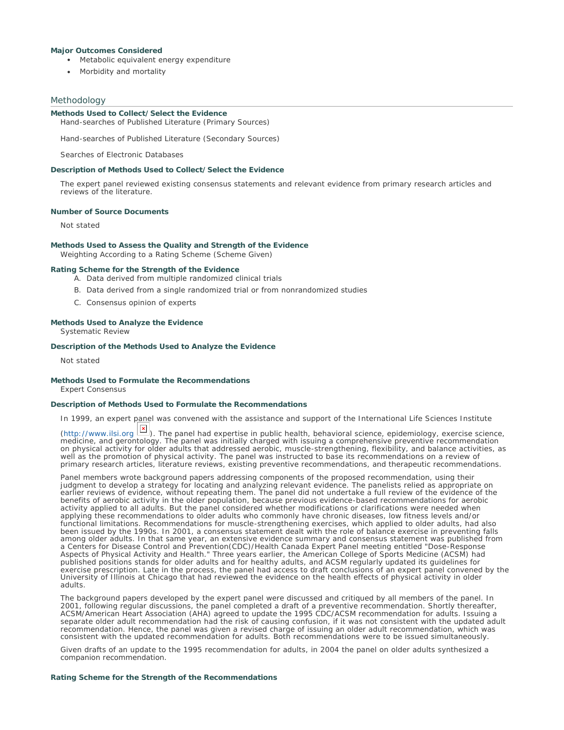**Major Outcomes Considered**

- Metabolic equivalent energy expenditure
- Morbidity and mortality

## Methodology

**Methods Used to Collect/Select the Evidence**

Hand-searches of Published Literature (Primary Sources)

Hand-searches of Published Literature (Secondary Sources)

Searches of Electronic Databases

**Description of Methods Used to Collect/Select the Evidence**

The expert panel reviewed existing consensus statements and relevant evidence from primary research articles and reviews of the literature.

**Number of Source Documents**

Not stated

**Methods Used to Assess the Quality and Strength of the Evidence**

Weighting According to a Rating Scheme (Scheme Given)

**Rating Scheme for the Strength of the Evidence**

A. Data derived from multiple randomized clinical trials
B. Data derived from a single randomized trial or from nonrandomized studies
C. Consensus opinion of experts

**Methods Used to Analyze the Evidence**

Systematic Review

**Description of the Methods Used to Analyze the Evidence**

Not stated

**Methods Used to Formulate the Recommendations**

Expert Consensus

**Description of Methods Used to Formulate the Recommendations**

In 1999, an expert panel was convened with the assistance and support of the International Life Sciences Institute (http://www.ilsi.org). The panel had expertise in public health, behavioral science, epidemiology, exercise science, medicine, and gerontology. The panel was initially charged with issuing a comprehensive preventive recommendation on physical activity for older adults that addressed aerobic, muscle-strengthening, flexibility, and balance activities, as well as the promotion of physical activity. The panel was instructed to base its recommendations on a review of primary research articles, literature reviews, existing preventive recommendations, and therapeutic recommendations.

Panel members wrote background papers addressing components of the proposed recommendation, using their judgment to develop a strategy for locating and analyzing relevant evidence. The panelists relied as appropriate on earlier reviews of evidence, without repeating them. The panel did not undertake a full review of the evidence of the benefits of aerobic activity in the older population, because previous evidence-based recommendations for aerobic activity applied to all adults. But the panel considered whether modifications or clarifications were needed when applying these recommendations to older adults who commonly have chronic diseases, low fitness levels and/or functional limitations. Recommendations for muscle-strengthening exercises, which applied to older adults, had also been issued by the 1990s. In 2001, a consensus statement dealt with the role of balance exercise in preventing falls among older adults. In that same year, an extensive evidence summary and consensus statement was published from a Centers for Disease Control and Prevention(CDC)/Health Canada Expert Panel meeting entitled "Dose-Response Aspects of Physical Activity and Health." Three years earlier, the American College of Sports Medicine (ACSM) had published positions stands for older adults and for healthy adults, and ACSM regularly updated its guidelines for exercise prescription. Late in the process, the panel had access to draft conclusions of an expert panel convened by the University of Illinois at Chicago that had reviewed the evidence on the health effects of physical activity in older adults.

The background papers developed by the expert panel were discussed and critiqued by all members of the panel. In 2001, following regular discussions, the panel completed a draft of a preventive recommendation. Shortly thereafter, ACSM/American Heart Association (AHA) agreed to update the 1995 CDC/ACSM recommendation for adults. Issuing a separate older adult recommendation had the risk of causing confusion, if it was not consistent with the updated adult recommendation. Hence, the panel was given a revised charge of issuing an older adult recommendation, which was consistent with the updated recommendation for adults. Both recommendations were to be issued simultaneously.

Given drafts of an update to the 1995 recommendation for adults, in 2004 the panel on older adults synthesized a companion recommendation.

**Rating Scheme for the Strength of the Recommendations**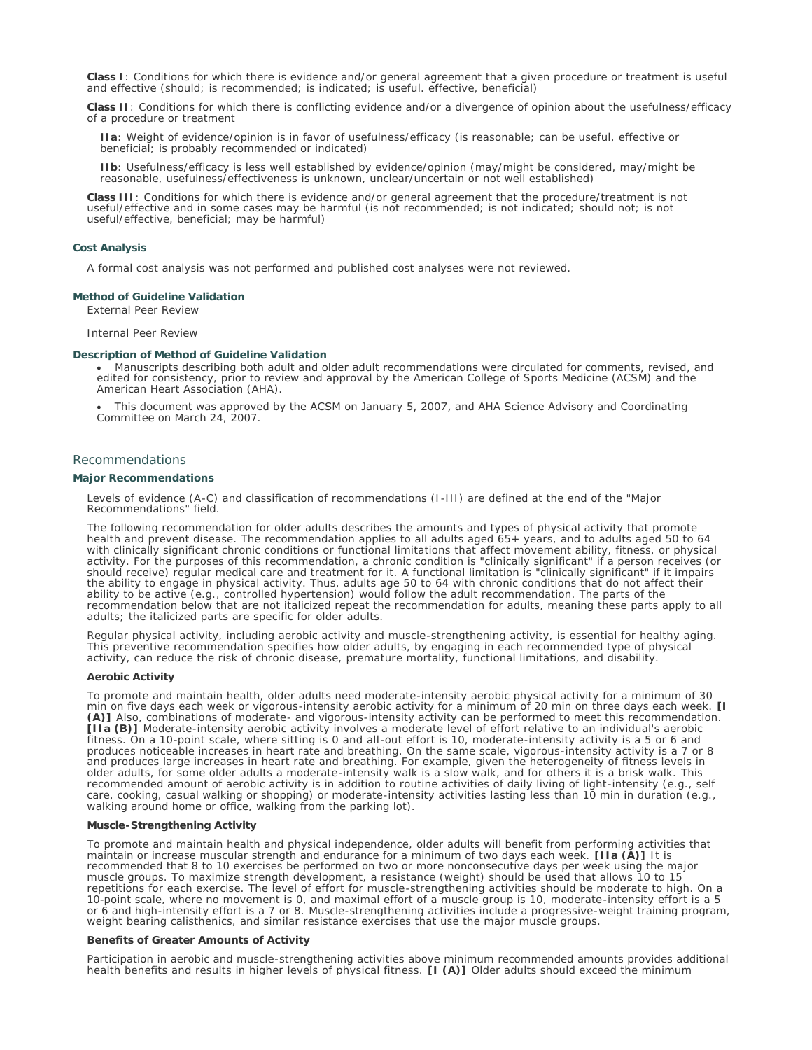**Class I**: Conditions for which there is evidence and/or general agreement that a given procedure or treatment is useful and effective (should; is recommended; is indicated; is useful. effective, beneficial)

**Class II**: Conditions for which there is conflicting evidence and/or a divergence of opinion about the usefulness/efficacy of a procedure or treatment

**IIa**: Weight of evidence/opinion is in favor of usefulness/efficacy (is reasonable; can be useful, effective or beneficial; is probably recommended or indicated)

**IIb**: Usefulness/efficacy is less well established by evidence/opinion (may/might be considered, may/might be reasonable, usefulness/effectiveness is unknown, unclear/uncertain or not well established)

**Class III**: Conditions for which there is evidence and/or general agreement that the procedure/treatment is not useful/effective and in some cases may be harmful (is not recommended; is not indicated; should not; is not useful/effective, beneficial; may be harmful)

### Cost Analysis

A formal cost analysis was not performed and published cost analyses were not reviewed.

### Method of Guideline Validation

External Peer Review

Internal Peer Review

### Description of Method of Guideline Validation

- Manuscripts describing both adult and older adult recommendations were circulated for comments, revised, and edited for consistency, prior to review and approval by the American College of Sports Medicine (ACSM) and the American Heart Association (AHA).
- This document was approved by the ACSM on January 5, 2007, and AHA Science Advisory and Coordinating Committee on March 24, 2007.

## Recommendations

### Major Recommendations

Levels of evidence (A-C) and classification of recommendations (I-III) are defined at the end of the "Major Recommendations" field.

The following recommendation for older adults describes the amounts and types of physical activity that promote health and prevent disease. The recommendation applies to all adults aged 65+ years, and to adults aged 50 to 64 with clinically significant chronic conditions or functional limitations that affect movement ability, fitness, or physical activity. For the purposes of this recommendation, a chronic condition is "clinically significant" if a person receives (or should receive) regular medical care and treatment for it. A functional limitation is "clinically significant" if it impairs the ability to engage in physical activity. Thus, adults age 50 to 64 with chronic conditions that do not affect their ability to be active (e.g., controlled hypertension) would follow the adult recommendation. The parts of the recommendation below that are not italicized repeat the recommendation for adults, meaning these parts apply to all adults; the italicized parts are specific for older adults.

Regular physical activity, including aerobic activity and muscle-strengthening activity, is essential for healthy aging. This preventive recommendation specifies how older adults, by engaging in each recommended type of physical activity, can reduce the risk of chronic disease, premature mortality, functional limitations, and disability.

#### Aerobic Activity

To promote and maintain health, older adults need moderate-intensity aerobic physical activity for a minimum of 30 min on five days each week or vigorous-intensity aerobic activity for a minimum of 20 min on three days each week. **[I (A)]** Also, combinations of moderate- and vigorous-intensity activity can be performed to meet this recommendation. **[IIa (B)]** Moderate-intensity aerobic activity involves a moderate level of effort relative to an individual's aerobic fitness. On a 10-point scale, where sitting is 0 and all-out effort is 10, moderate-intensity activity is a 5 or 6 and produces noticeable increases in heart rate and breathing. On the same scale, vigorous-intensity activity is a 7 or 8 and produces large increases in heart rate and breathing. For example, given the heterogeneity of fitness levels in older adults, for some older adults a moderate-intensity walk is a slow walk, and for others it is a brisk walk. This recommended amount of aerobic activity is in addition to routine activities of daily living of light-intensity (e.g., self care, cooking, casual walking or shopping) or moderate-intensity activities lasting less than 10 min in duration (e.g., walking around home or office, walking from the parking lot).

#### Muscle-Strengthening Activity

To promote and maintain health and physical independence, older adults will benefit from performing activities that maintain or increase muscular strength and endurance for a minimum of two days each week. **[IIa (A)]** It is recommended that 8 to 10 exercises be performed on two or more nonconsecutive days per week using the major muscle groups. To maximize strength development, a resistance (weight) should be used that allows 10 to 15 repetitions for each exercise. The level of effort for muscle-strengthening activities should be moderate to high. On a 10-point scale, where no movement is 0, and maximal effort of a muscle group is 10, moderate-intensity effort is a 5 or 6 and high-intensity effort is a 7 or 8. Muscle-strengthening activities include a progressive-weight training program, weight bearing calisthenics, and similar resistance exercises that use the major muscle groups.

#### Benefits of Greater Amounts of Activity

Participation in aerobic and muscle-strengthening activities above minimum recommended amounts provides additional health benefits and results in higher levels of physical fitness. **[I (A)]** Older adults should exceed the minimum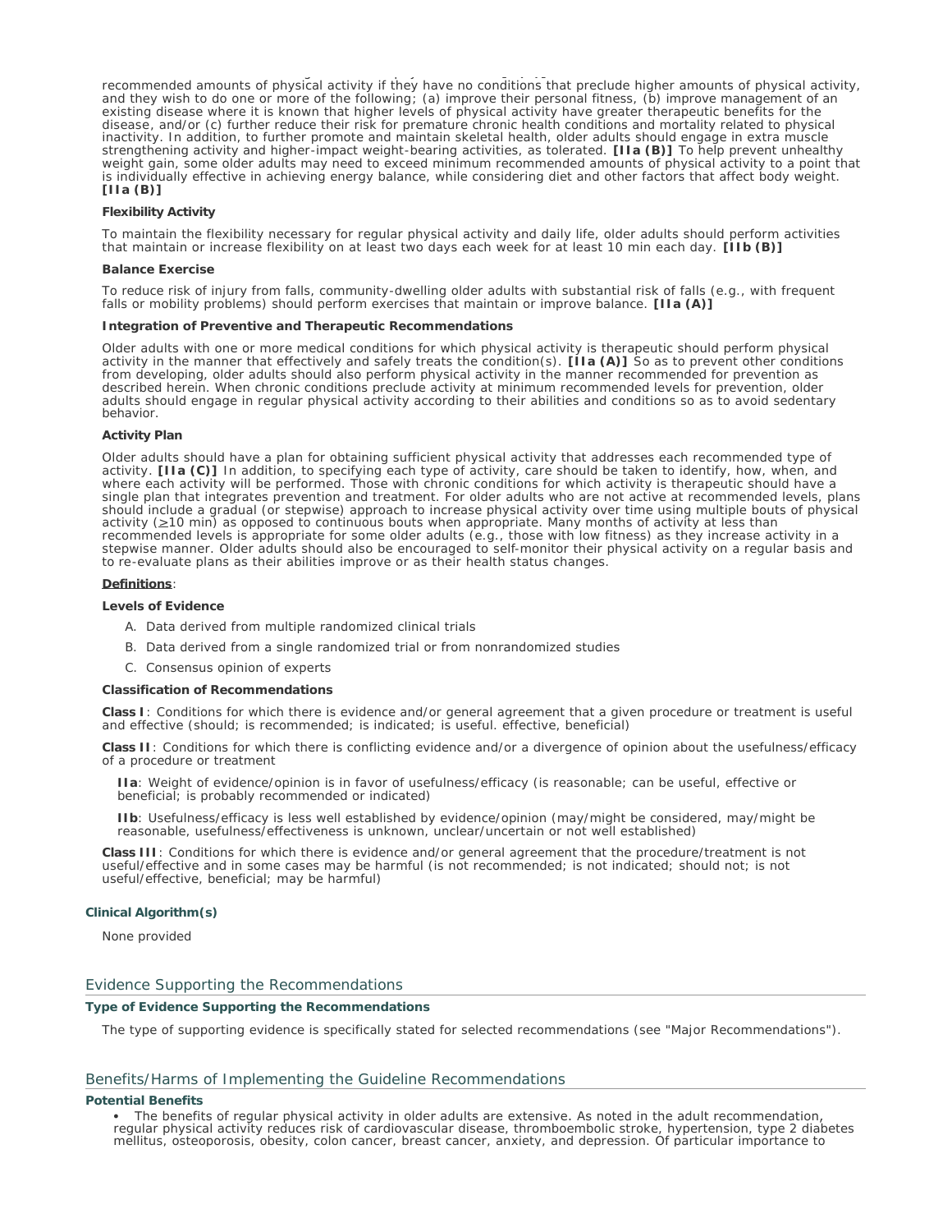recommended amounts of physical activity if they have no conditions that preclude higher amounts of physical activity, and they wish to do one or more of the following; (a) improve their personal fitness, (b) improve management of an existing disease where it is known that higher levels of physical activity have greater therapeutic benefits for the disease, and/or (c) further reduce their risk for premature chronic health conditions and mortality related to physical inactivity. In addition, to further promote and maintain skeletal health, older adults should engage in extra muscle strengthening activity and higher-impact weight-bearing activities, as tolerated. **[IIa (B)]** To help prevent unhealthy weight gain, some older adults may need to exceed minimum recommended amounts of physical activity to a point that is individually effective in achieving energy balance, while considering diet and other factors that affect body weight. **[IIa (B)]**

**Flexibility Activity**

To maintain the flexibility necessary for regular physical activity and daily life, older adults should perform activities that maintain or increase flexibility on at least two days each week for at least 10 min each day. **[IIb (B)]**

**Balance Exercise**

To reduce risk of injury from falls, community-dwelling older adults with substantial risk of falls (e.g., with frequent falls or mobility problems) should perform exercises that maintain or improve balance. **[IIa (A)]**

**Integration of Preventive and Therapeutic Recommendations**

Older adults with one or more medical conditions for which physical activity is therapeutic should perform physical activity in the manner that effectively and safely treats the condition(s). **[IIa (A)]** So as to prevent other conditions from developing, older adults should also perform physical activity in the manner recommended for prevention as described herein. When chronic conditions preclude activity at minimum recommended levels for prevention, older adults should engage in regular physical activity according to their abilities and conditions so as to avoid sedentary behavior.

**Activity Plan**

Older adults should have a plan for obtaining sufficient physical activity that addresses each recommended type of activity. **[IIa (C)]** In addition, to specifying each type of activity, care should be taken to identify, how, when, and where each activity will be performed. Those with chronic conditions for which activity is therapeutic should have a single plan that integrates prevention and treatment. For older adults who are not active at recommended levels, plans should include a gradual (or stepwise) approach to increase physical activity over time using multiple bouts of physical activity (≥10 min) as opposed to continuous bouts when appropriate. Many months of activity at less than recommended levels is appropriate for some older adults (e.g., those with low fitness) as they increase activity in a stepwise manner. Older adults should also be encouraged to self-monitor their physical activity on a regular basis and to re-evaluate plans as their abilities improve or as their health status changes.

**Definitions**:

**Levels of Evidence**

A. Data derived from multiple randomized clinical trials

B. Data derived from a single randomized trial or from nonrandomized studies

C. Consensus opinion of experts

**Classification of Recommendations**

**Class I**: Conditions for which there is evidence and/or general agreement that a given procedure or treatment is useful and effective (should; is recommended; is indicated; is useful. effective, beneficial)

**Class II**: Conditions for which there is conflicting evidence and/or a divergence of opinion about the usefulness/efficacy of a procedure or treatment

**IIa**: Weight of evidence/opinion is in favor of usefulness/efficacy (is reasonable; can be useful, effective or beneficial; is probably recommended or indicated)

**IIb**: Usefulness/efficacy is less well established by evidence/opinion (may/might be considered, may/might be reasonable, usefulness/effectiveness is unknown, unclear/uncertain or not well established)

**Class III**: Conditions for which there is evidence and/or general agreement that the procedure/treatment is not useful/effective and in some cases may be harmful (is not recommended; is not indicated; should not; is not useful/effective, beneficial; may be harmful)

### Clinical Algorithm(s)

None provided

## Evidence Supporting the Recommendations

### Type of Evidence Supporting the Recommendations

The type of supporting evidence is specifically stated for selected recommendations (see "Major Recommendations").

## Benefits/Harms of Implementing the Guideline Recommendations

### Potential Benefits

- The benefits of regular physical activity in older adults are extensive. As noted in the adult recommendation, regular physical activity reduces risk of cardiovascular disease, thromboembolic stroke, hypertension, type 2 diabetes mellitus, osteoporosis, obesity, colon cancer, breast cancer, anxiety, and depression. Of particular importance to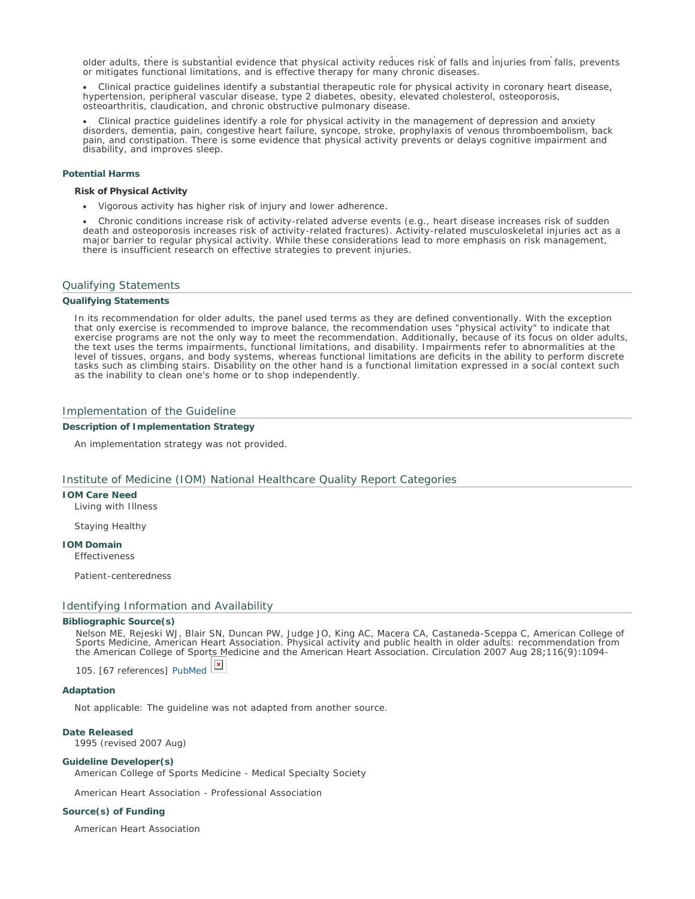older adults, there is substantial evidence that physical activity reduces risk of falls and injuries from falls, prevents or mitigates functional limitations, and is effective therapy for many chronic diseases.

- Clinical practice guidelines identify a substantial therapeutic role for physical activity in coronary heart disease, hypertension, peripheral vascular disease, type 2 diabetes, obesity, elevated cholesterol, osteoporosis, osteoarthritis, claudication, and chronic obstructive pulmonary disease.
- Clinical practice guidelines identify a role for physical activity in the management of depression and anxiety disorders, dementia, pain, congestive heart failure, syncope, stroke, prophylaxis of venous thromboembolism, back pain, and constipation. There is some evidence that physical activity prevents or delays cognitive impairment and disability, and improves sleep.

**Potential Harms**

**Risk of Physical Activity**

- Vigorous activity has higher risk of injury and lower adherence.
- Chronic conditions increase risk of activity-related adverse events (e.g., heart disease increases risk of sudden death and osteoporosis increases risk of activity-related fractures). Activity-related musculoskeletal injuries act as a major barrier to regular physical activity. While these considerations lead to more emphasis on risk management, there is insufficient research on effective strategies to prevent injuries.

## Qualifying Statements

**Qualifying Statements**

In its recommendation for older adults, the panel used terms as they are defined conventionally. With the exception that only exercise is recommended to improve balance, the recommendation uses "physical activity" to indicate that exercise programs are not the only way to meet the recommendation. Additionally, because of its focus on older adults, the text uses the terms impairments, functional limitations, and disability. Impairments refer to abnormalities at the level of tissues, organs, and body systems, whereas functional limitations are deficits in the ability to perform discrete tasks such as climbing stairs. Disability on the other hand is a functional limitation expressed in a social context such as the inability to clean one's home or to shop independently.

## Implementation of the Guideline

**Description of Implementation Strategy**

An implementation strategy was not provided.

## Institute of Medicine (IOM) National Healthcare Quality Report Categories

**IOM Care Need**

Living with Illness

Staying Healthy

**IOM Domain**

Effectiveness

Patient-centeredness

## Identifying Information and Availability

**Bibliographic Source(s)**

Nelson ME, Rejeski WJ, Blair SN, Duncan PW, Judge JO, King AC, Macera CA, Castaneda-Sceppa C, American College of Sports Medicine, American Heart Association. Physical activity and public health in older adults: recommendation from the American College of Sports Medicine and the American Heart Association. Circulation 2007 Aug 28;116(9):1094-105. [67 references] PubMed

**Adaptation**

Not applicable: The guideline was not adapted from another source.

**Date Released**

1995 (revised 2007 Aug)

**Guideline Developer(s)**

American College of Sports Medicine - Medical Specialty Society

American Heart Association - Professional Association

**Source(s) of Funding**

American Heart Association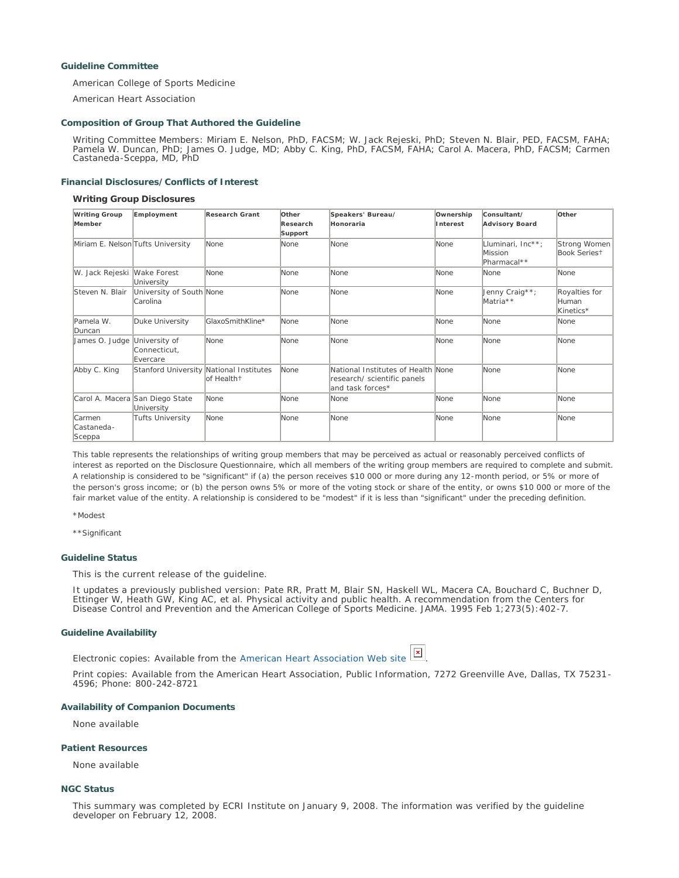## Guideline Committee

American College of Sports Medicine

American Heart Association

## Composition of Group That Authored the Guideline

Writing Committee Members: Miriam E. Nelson, PhD, FACSM; W. Jack Rejeski, PhD; Steven N. Blair, PED, FACSM, FAHA; Pamela W. Duncan, PhD; James O. Judge, MD; Abby C. King, PhD, FACSM, FAHA; Carol A. Macera, PhD, FACSM; Carmen Castaneda-Sceppa, MD, PhD

## Financial Disclosures/Conflicts of Interest

### Writing Group Disclosures

| Writing Group Member | Employment | Research Grant | Other Research Support | Speakers' Bureau/ Honoraria | Ownership Interest | Consultant/ Advisory Board | Other |
|---|---|---|---|---|---|---|---|
| Miriam E. Nelson | Tufts University | None | None | None | None | Lluminari, Inc**; Mission Pharmacal** | Strong Women Book Series† |
| W. Jack Rejeski | Wake Forest University | None | None | None | None | None | None |
| Steven N. Blair | University of South Carolina | None | None | None | None | Jenny Craig**; Matria** | Royalties for Human Kinetics* |
| Pamela W. Duncan | Duke University | GlaxoSmithKline* | None | None | None | None | None |
| James O. Judge | University of Connecticut, Evercare | None | None | None | None | None | None |
| Abby C. King | Stanford University | National Institutes of Health† | None | National Institutes of Health research/ scientific panels and task forces* | None | None | None |
| Carol A. Macera | San Diego State University | None | None | None | None | None | None |
| Carmen Castaneda-Sceppa | Tufts University | None | None | None | None | None | None |

This table represents the relationships of writing group members that may be perceived as actual or reasonably perceived conflicts of interest as reported on the Disclosure Questionnaire, which all members of the writing group members are required to complete and submit. A relationship is considered to be "significant" if (a) the person receives $10 000 or more during any 12-month period, or 5% or more of the person's gross income; or (b) the person owns 5% or more of the voting stock or share of the entity, or owns $10 000 or more of the fair market value of the entity. A relationship is considered to be "modest" if it is less than "significant" under the preceding definition.

*Modest

**Significant

## Guideline Status

This is the current release of the guideline.

It updates a previously published version: Pate RR, Pratt M, Blair SN, Haskell WL, Macera CA, Bouchard C, Buchner D, Ettinger W, Heath GW, King AC, et al. Physical activity and public health. A recommendation from the Centers for Disease Control and Prevention and the American College of Sports Medicine. JAMA. 1995 Feb 1;273(5):402-7.

## Guideline Availability

Electronic copies: Available from the American Heart Association Web site.

Print copies: Available from the American Heart Association, Public Information, 7272 Greenville Ave, Dallas, TX 75231-4596; Phone: 800-242-8721

## Availability of Companion Documents

None available

## Patient Resources

None available

## NGC Status

This summary was completed by ECRI Institute on January 9, 2008. The information was verified by the guideline developer on February 12, 2008.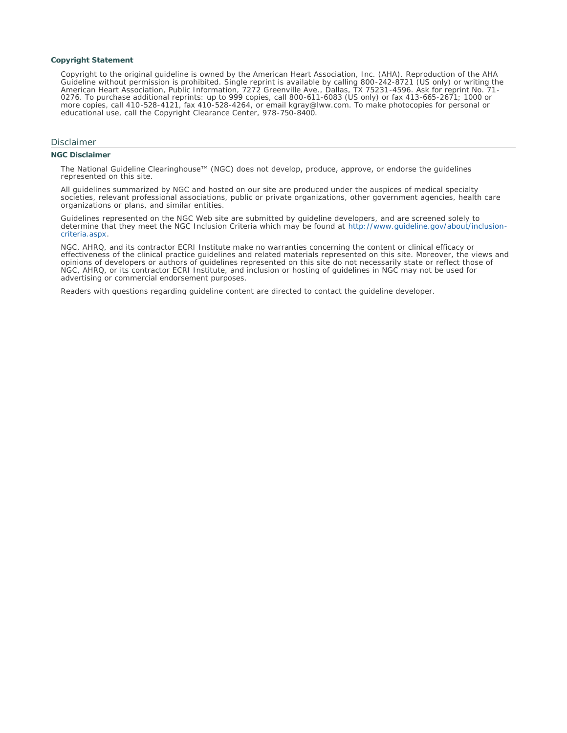### Copyright Statement

Copyright to the original guideline is owned by the American Heart Association, Inc. (AHA). Reproduction of the AHA Guideline without permission is prohibited. Single reprint is available by calling 800-242-8721 (US only) or writing the American Heart Association, Public Information, 7272 Greenville Ave., Dallas, TX 75231-4596. Ask for reprint No. 71-0276. To purchase additional reprints: up to 999 copies, call 800-611-6083 (US only) or fax 413-665-2671; 1000 or more copies, call 410-528-4121, fax 410-528-4264, or email kgray@lww.com. To make photocopies for personal or educational use, call the Copyright Clearance Center, 978-750-8400.

## Disclaimer

### NGC Disclaimer

The National Guideline Clearinghouse™ (NGC) does not develop, produce, approve, or endorse the guidelines represented on this site.

All guidelines summarized by NGC and hosted on our site are produced under the auspices of medical specialty societies, relevant professional associations, public or private organizations, other government agencies, health care organizations or plans, and similar entities.

Guidelines represented on the NGC Web site are submitted by guideline developers, and are screened solely to determine that they meet the NGC Inclusion Criteria which may be found at http://www.guideline.gov/about/inclusion-criteria.aspx.

NGC, AHRQ, and its contractor ECRI Institute make no warranties concerning the content or clinical efficacy or effectiveness of the clinical practice guidelines and related materials represented on this site. Moreover, the views and opinions of developers or authors of guidelines represented on this site do not necessarily state or reflect those of NGC, AHRQ, or its contractor ECRI Institute, and inclusion or hosting of guidelines in NGC may not be used for advertising or commercial endorsement purposes.

Readers with questions regarding guideline content are directed to contact the guideline developer.